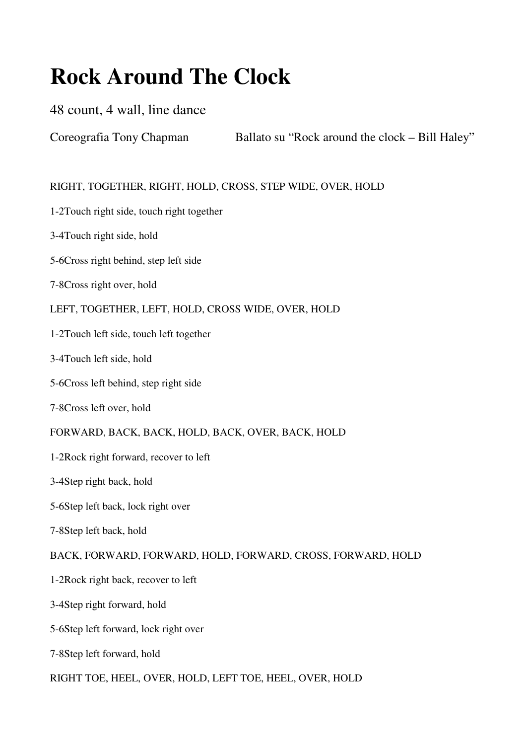# Rock Around The Clock

48 count, 4 wall, line dance

Coreografia Tony Chapman　　　　Ballato su "Rock around the clock – Bill Haley"

RIGHT, TOGETHER, RIGHT, HOLD, CROSS, STEP WIDE, OVER, HOLD

1-2Touch right side, touch right together

3-4Touch right side, hold

5-6Cross right behind, step left side

7-8Cross right over, hold

LEFT, TOGETHER, LEFT, HOLD, CROSS WIDE, OVER, HOLD

1-2Touch left side, touch left together

3-4Touch left side, hold

5-6Cross left behind, step right side

7-8Cross left over, hold

FORWARD, BACK, BACK, HOLD, BACK, OVER, BACK, HOLD

1-2Rock right forward, recover to left

3-4Step right back, hold

5-6Step left back, lock right over

7-8Step left back, hold

BACK, FORWARD, FORWARD, HOLD, FORWARD, CROSS, FORWARD, HOLD

1-2Rock right back, recover to left

3-4Step right forward, hold

5-6Step left forward, lock right over

7-8Step left forward, hold

RIGHT TOE, HEEL, OVER, HOLD, LEFT TOE, HEEL, OVER, HOLD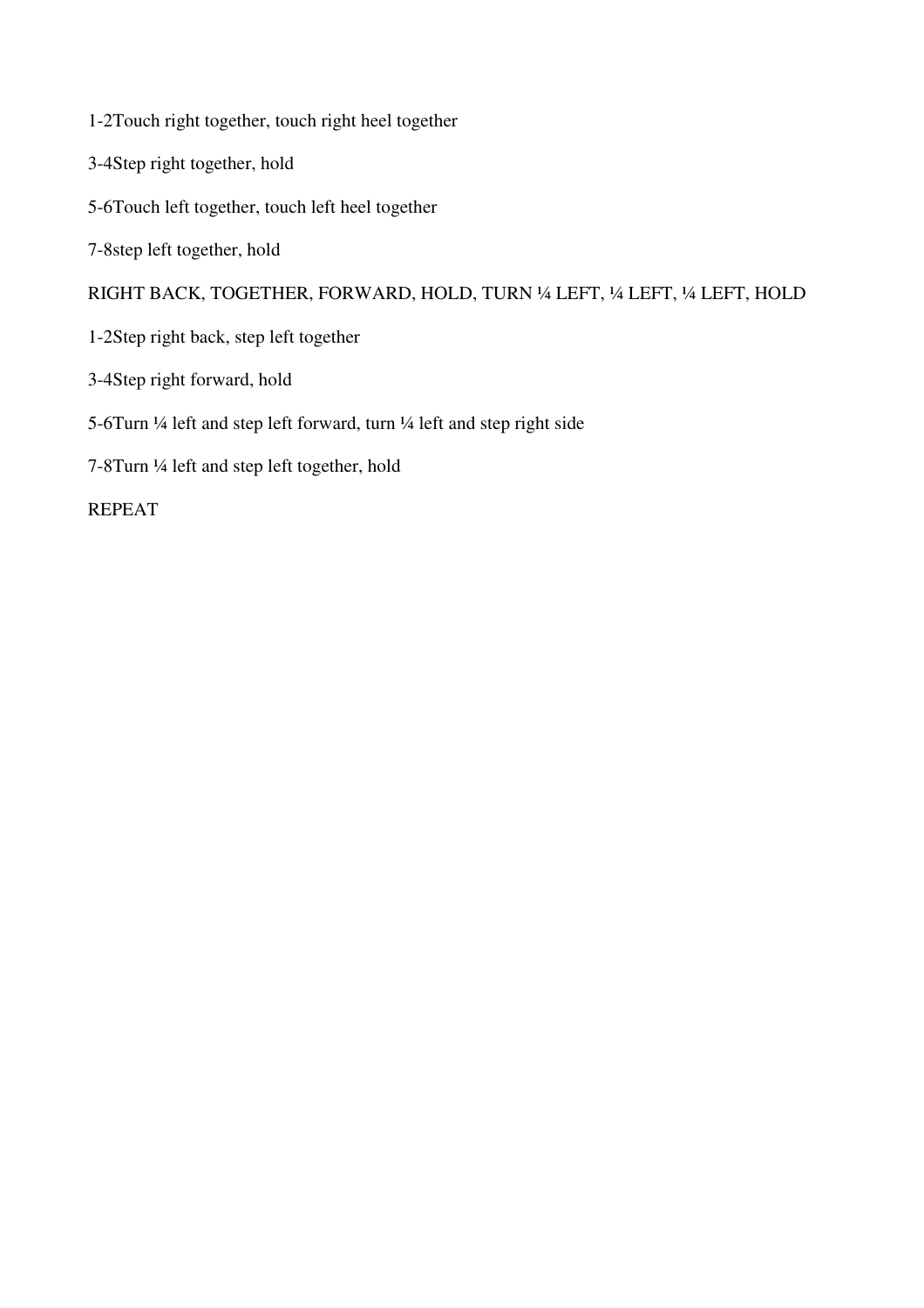1-2Touch right together, touch right heel together

3-4Step right together, hold

5-6Touch left together, touch left heel together

7-8step left together, hold

RIGHT BACK, TOGETHER, FORWARD, HOLD, TURN ¼ LEFT, ¼ LEFT, ¼ LEFT, HOLD

1-2Step right back, step left together

3-4Step right forward, hold

5-6Turn ¼ left and step left forward, turn ¼ left and step right side

7-8Turn ¼ left and step left together, hold

REPEAT